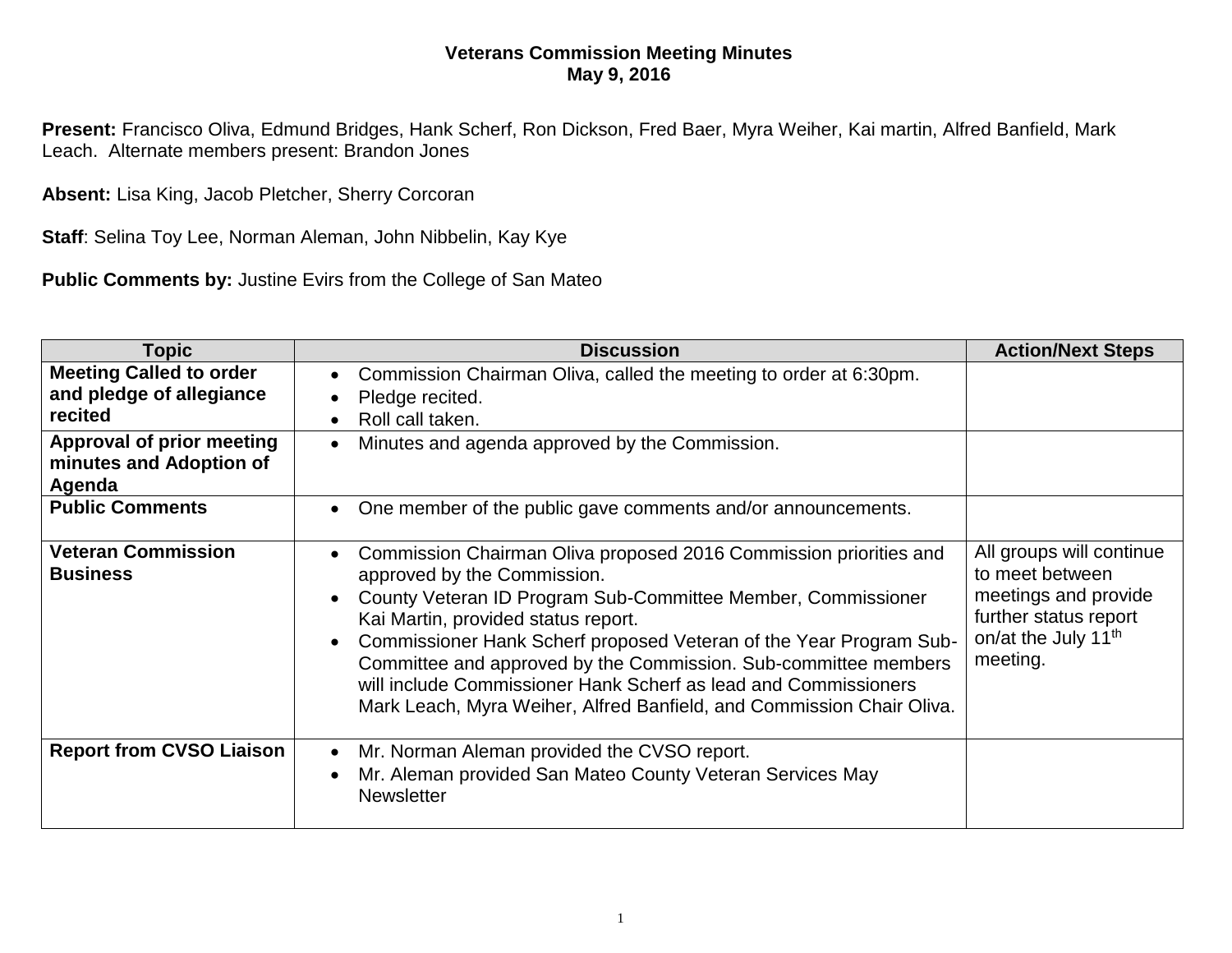# Veterans Commission Meeting Minutes
## May 9, 2016

**Present:** Francisco Oliva, Edmund Bridges, Hank Scherf, Ron Dickson, Fred Baer, Myra Weiher, Kai martin, Alfred Banfield, Mark Leach. Alternate members present: Brandon Jones

**Absent:** Lisa King, Jacob Pletcher, Sherry Corcoran

**Staff**: Selina Toy Lee, Norman Aleman, John Nibbelin, Kay Kye

**Public Comments by:** Justine Evirs from the College of San Mateo

| Topic | Discussion | Action/Next Steps |
|---|---|---|
| **Meeting Called to order and pledge of allegiance recited** | • Commission Chairman Oliva, called the meeting to order at 6:30pm.<br>• Pledge recited.<br>• Roll call taken. | |
| **Approval of prior meeting minutes and Adoption of Agenda** | • Minutes and agenda approved by the Commission. | |
| **Public Comments** | • One member of the public gave comments and/or announcements. | |
| **Veteran Commission Business** | • Commission Chairman Oliva proposed 2016 Commission priorities and approved by the Commission.<br>• County Veteran ID Program Sub-Committee Member, Commissioner Kai Martin, provided status report.<br>• Commissioner Hank Scherf proposed Veteran of the Year Program Sub-Committee and approved by the Commission. Sub-committee members will include Commissioner Hank Scherf as lead and Commissioners Mark Leach, Myra Weiher, Alfred Banfield, and Commission Chair Oliva. | All groups will continue to meet between meetings and provide further status report on/at the July 11th meeting. |
| **Report from CVSO Liaison** | • Mr. Norman Aleman provided the CVSO report.<br>• Mr. Aleman provided San Mateo County Veteran Services May Newsletter | |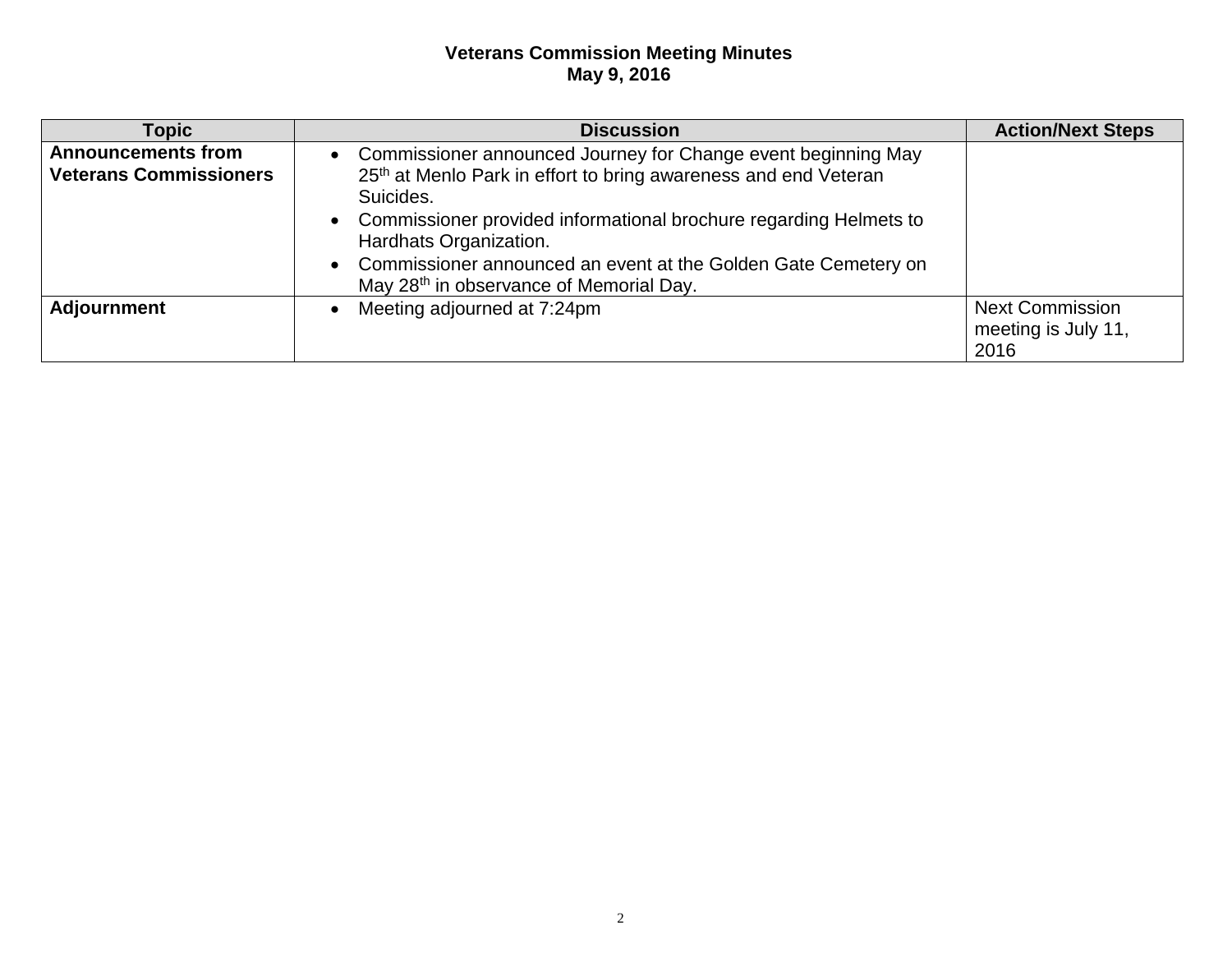**Veterans Commission Meeting Minutes**
**May 9, 2016**

| Topic | Discussion | Action/Next Steps |
|---|---|---|
| **Announcements from Veterans Commissioners** | • Commissioner announced Journey for Change event beginning May 25th at Menlo Park in effort to bring awareness and end Veteran Suicides.<br>• Commissioner provided informational brochure regarding Helmets to Hardhats Organization.<br>• Commissioner announced an event at the Golden Gate Cemetery on May 28th in observance of Memorial Day. | |
| **Adjournment** | • Meeting adjourned at 7:24pm | Next Commission meeting is July 11, 2016 |